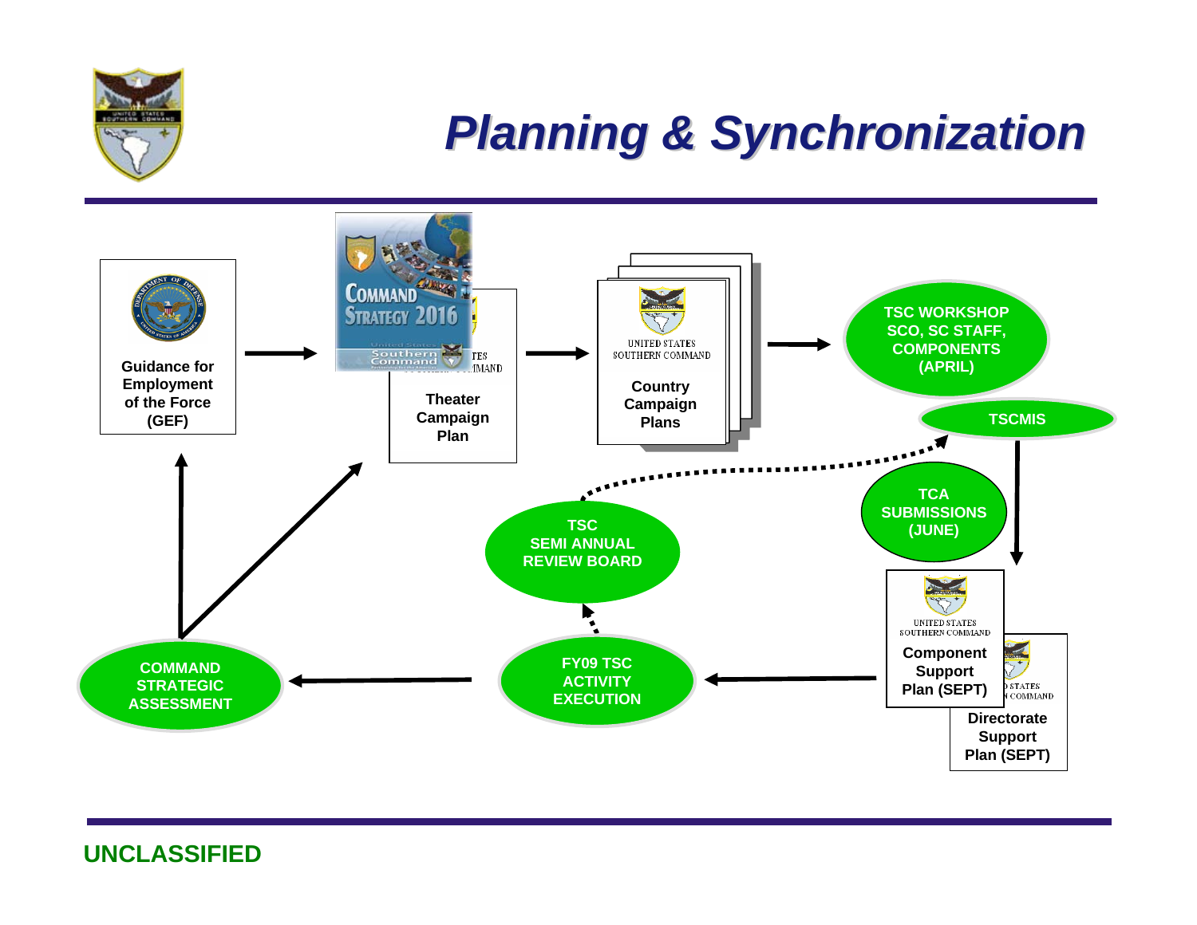# Planning & Synchronization

**Guidance for Employment of the Force (GEF)**

COMMAND STRATEGY 2016

United States Southern Command

**Theater Campaign Plan**

UNITED STATES SOUTHERN COMMAND

**Country Campaign Plans**

**TSC WORKSHOP SCO, SC STAFF, COMPONENTS (APRIL)**

**TSCMIS**

**TCA SUBMISSIONS (JUNE)**

UNITED STATES SOUTHERN COMMAND

**Component Support Plan (SEPT)**

**Directorate Support Plan (SEPT)**

**FY09 TSC ACTIVITY EXECUTION**

**TSC SEMI ANNUAL REVIEW BOARD**

**COMMAND STRATEGIC ASSESSMENT**

**UNCLASSIFIED**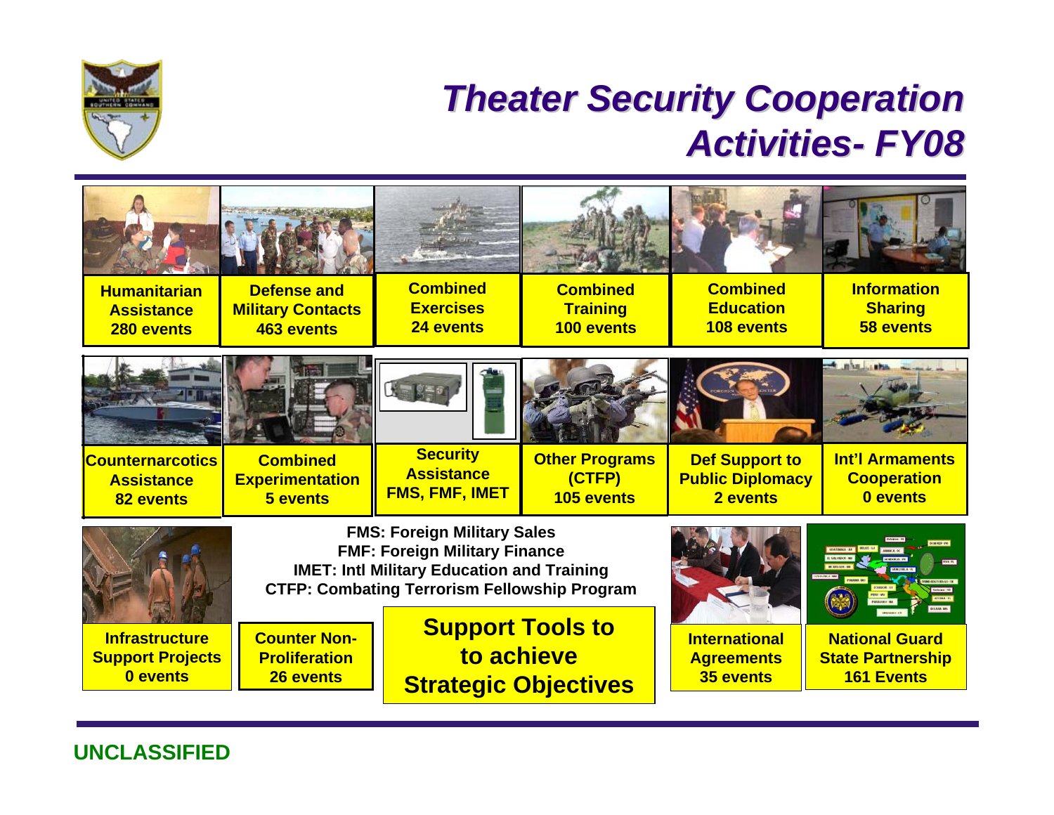# Theater Security Cooperation Activities- FY08

**Humanitarian Assistance**
280 events

**Defense and Military Contacts**
463 events

**Combined Exercises**
24 events

**Combined Training**
100 events

**Combined Education**
108 events

**Information Sharing**
58 events

**Counternarcotics Assistance**
82 events

**Combined Experimentation**
5 events

**Security Assistance**
FMS, FMF, IMET

**Other Programs (CTFP)**
105 events

**Def Support to Public Diplomacy**
2 events

**Int'l Armaments Cooperation**
0 events

**Infrastructure Support Projects**
0 events

**Counter Non-Proliferation**
26 events

**FMS: Foreign Military Sales**
**FMF: Foreign Military Finance**
**IMET: Intl Military Education and Training**
**CTFP: Combating Terrorism Fellowship Program**

**Support Tools to to achieve Strategic Objectives**

**International Agreements**
35 events

**National Guard State Partnership**
161 Events

**UNCLASSIFIED**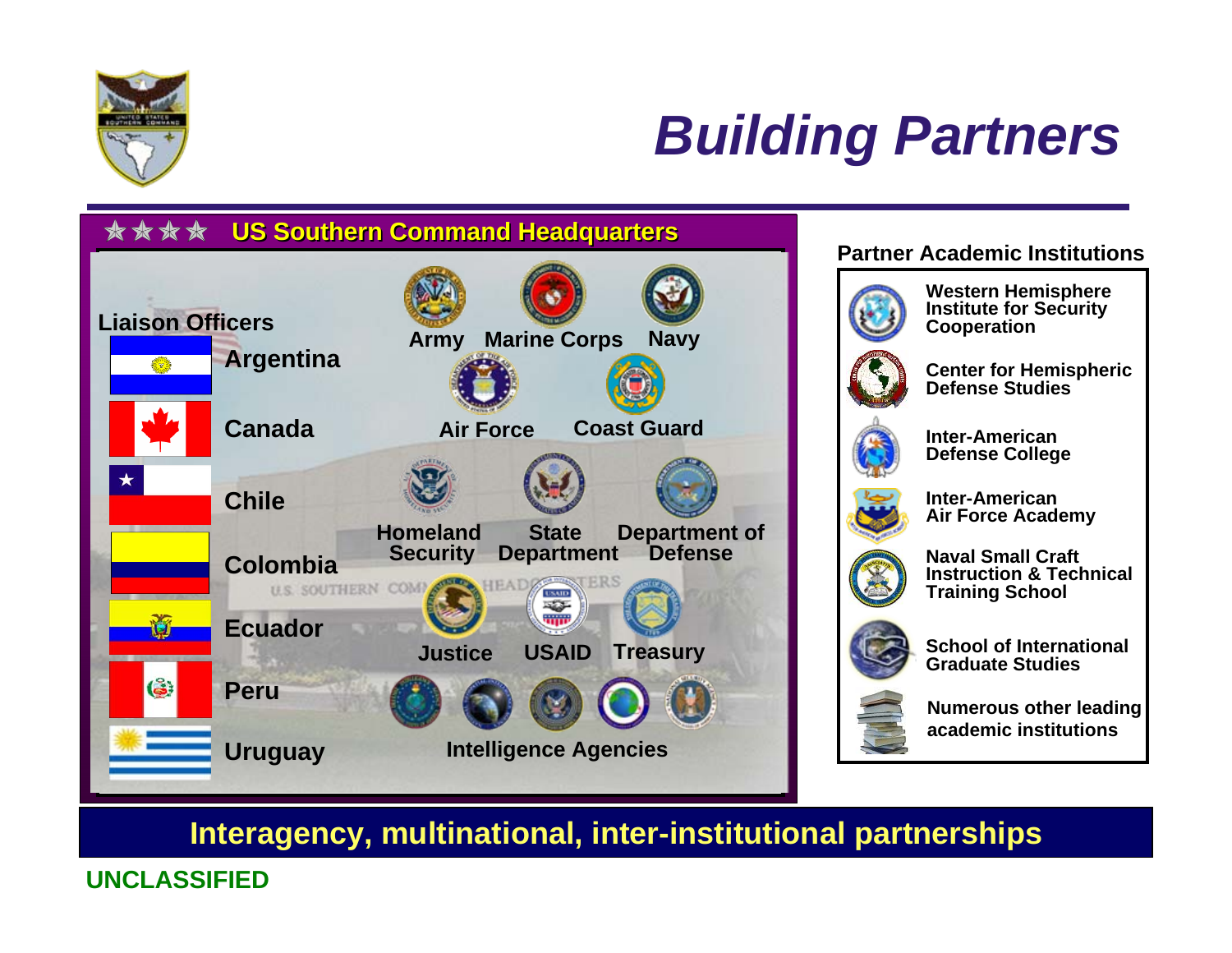# Building Partners

## ★★★★ US Southern Command Headquarters

**Liaison Officers**

- Argentina
- Canada
- Chile
- Colombia
- Ecuador
- Peru
- Uruguay

Army · Marine Corps · Navy

Air Force · Coast Guard

Homeland Security · State Department · Department of Defense

Justice · USAID · Treasury

Intelligence Agencies

## Partner Academic Institutions

- Western Hemisphere Institute for Security Cooperation
- Center for Hemispheric Defense Studies
- Inter-American Defense College
- Inter-American Air Force Academy
- Naval Small Craft Instruction & Technical Training School
- School of International Graduate Studies
- Numerous other leading academic institutions

**Interagency, multinational, inter-institutional partnerships**

**UNCLASSIFIED**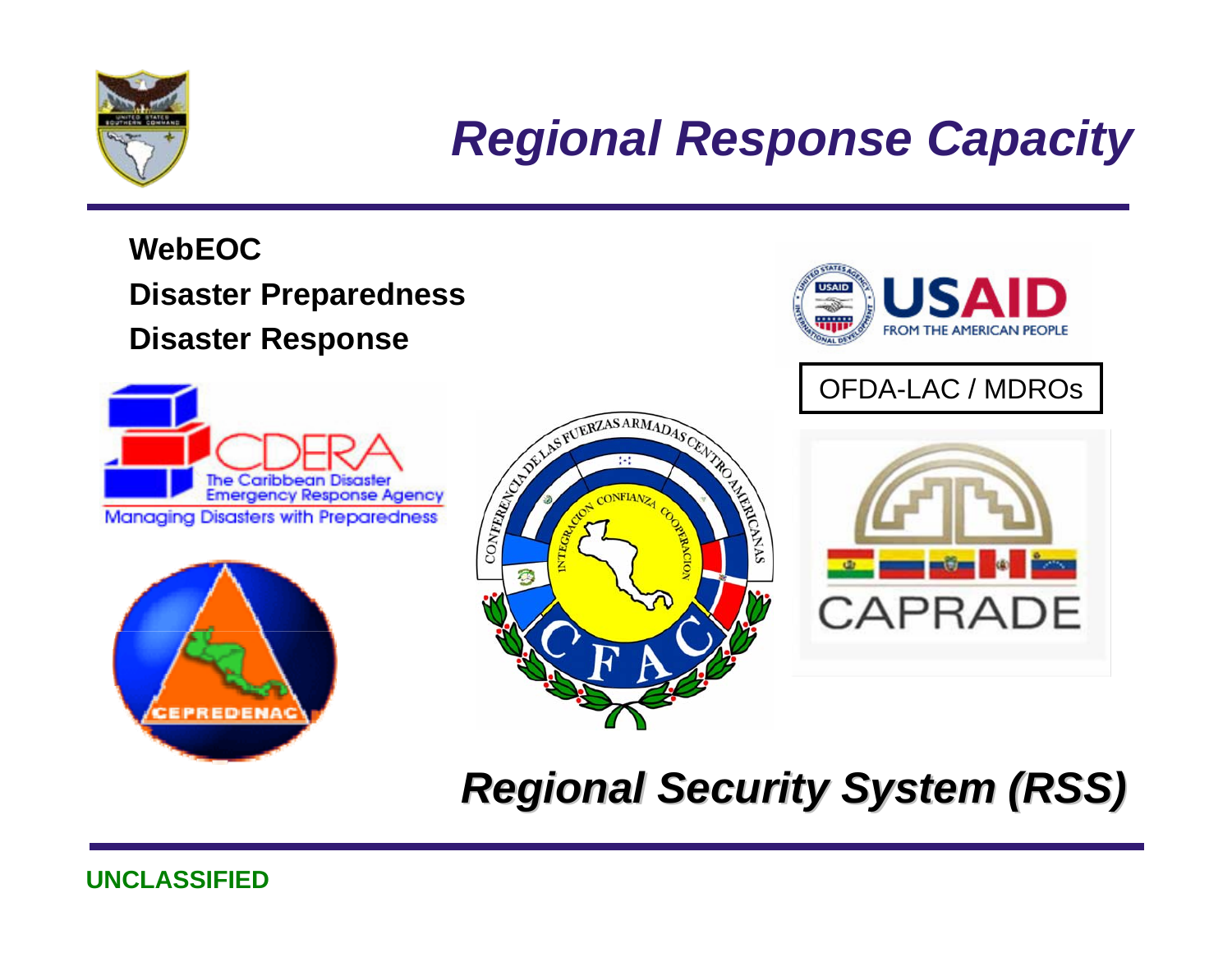# Regional Response Capacity

**WebEOC**

**Disaster Preparedness**

**Disaster Response**

OFDA-LAC / MDROs

***Regional Security System (RSS)***

**UNCLASSIFIED**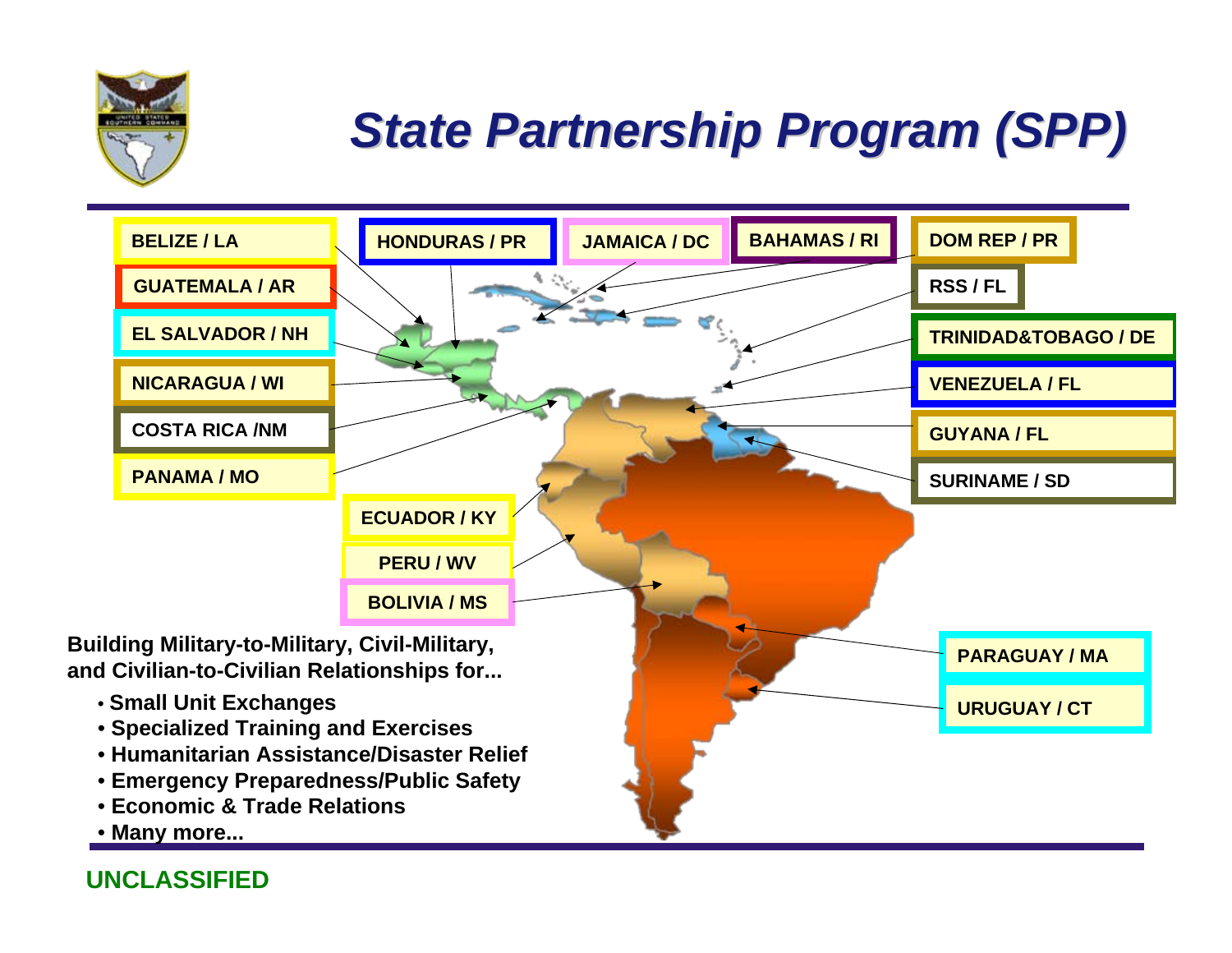# State Partnership Program (SPP)

- BELIZE / LA
- GUATEMALA / AR
- EL SALVADOR / NH
- NICARAGUA / WI
- COSTA RICA /NM
- PANAMA / MO
- HONDURAS / PR
- JAMAICA / DC
- BAHAMAS / RI
- DOM REP / PR
- RSS / FL
- TRINIDAD&TOBAGO / DE
- VENEZUELA / FL
- GUYANA / FL
- SURINAME / SD
- ECUADOR / KY
- PERU / WV
- BOLIVIA / MS
- PARAGUAY / MA
- URUGUAY / CT

**Building Military-to-Military, Civil-Military, and Civilian-to-Civilian Relationships for...**

- **Small Unit Exchanges**
- **Specialized Training and Exercises**
- **Humanitarian Assistance/Disaster Relief**
- **Emergency Preparedness/Public Safety**
- **Economic & Trade Relations**
- **Many more...**

**UNCLASSIFIED**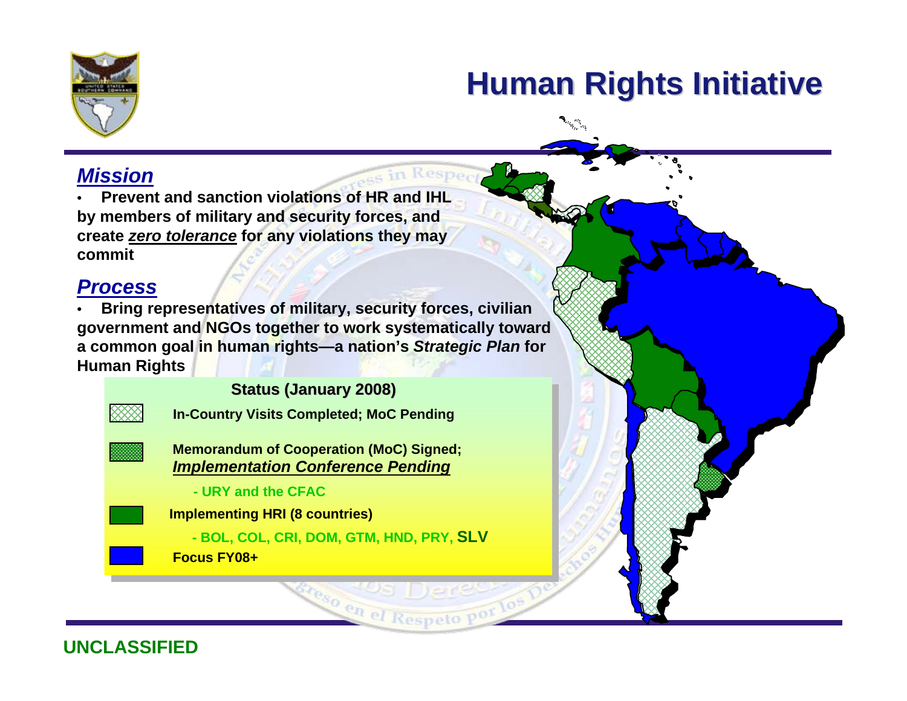# Human Rights Initiative

## *Mission*

- **Prevent and sanction violations of HR and IHL by members of military and security forces, and create *zero tolerance* for any violations they may commit**

## *Process*

- **Bring representatives of military, security forces, civilian government and NGOs together to work systematically toward a common goal in human rights—a nation's *Strategic Plan* for Human Rights**

**Status (January 2008)**

**In-Country Visits Completed; MoC Pending**

**Memorandum of Cooperation (MoC) Signed; *Implementation Conference Pending***

**- URY and the CFAC**

**Implementing HRI (8 countries)**

**- BOL, COL, CRI, DOM, GTM, HND, PRY, SLV**

**Focus FY08+**

**UNCLASSIFIED**